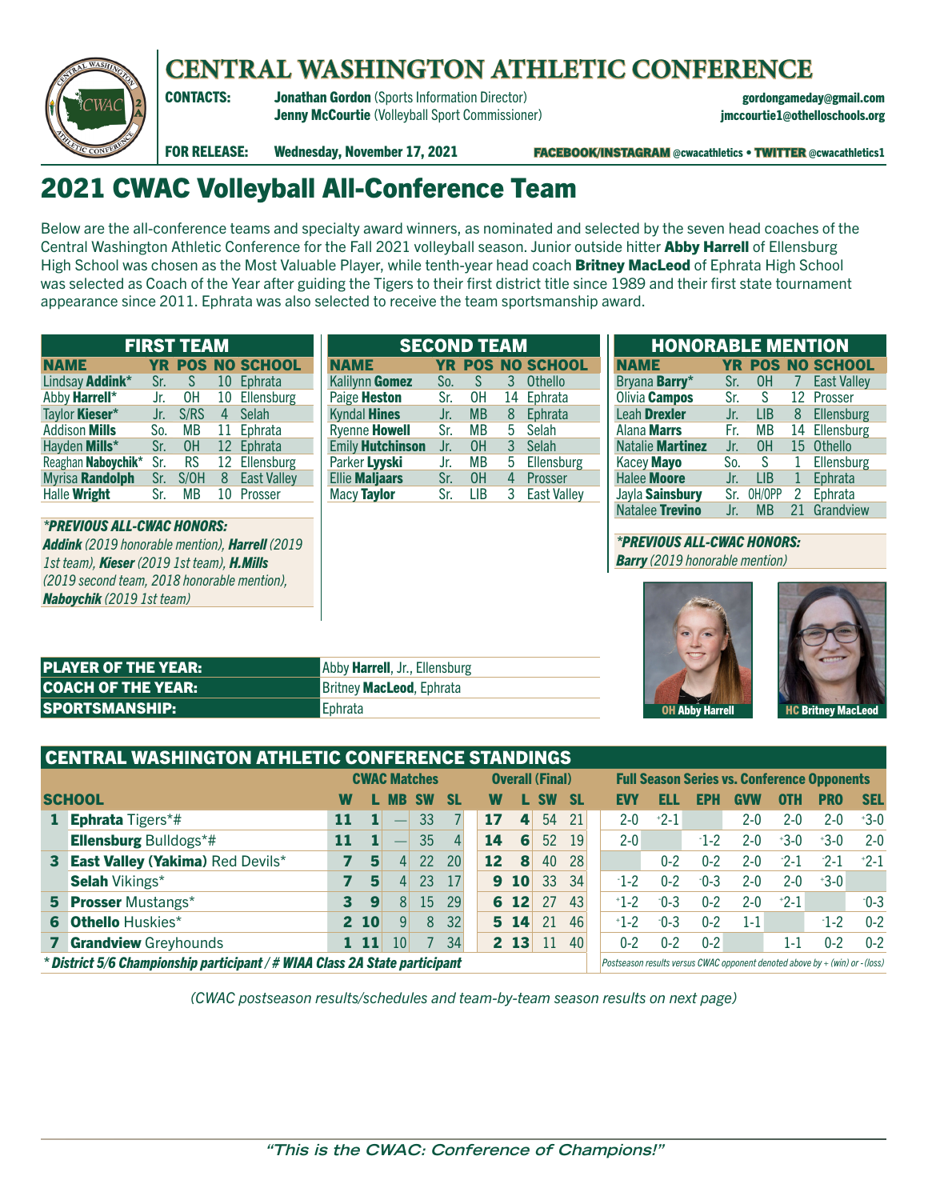# CENTRAL WASHINGTON ATHLETIC CONFERENCE

**CONTACTS:** **Jonathan Gordon** (Sports Information Director) gordongameday@gmail.com
**Jenny McCourtie** (Volleyball Sport Commissioner) jmccourtie1@othelloschools.org

**FOR RELEASE:** Wednesday, November 17, 2021 — FACEBOOK/INSTAGRAM @cwacathletics • TWITTER @cwacathletics1

## 2021 CWAC Volleyball All-Conference Team

Below are the all-conference teams and specialty award winners, as nominated and selected by the seven head coaches of the Central Washington Athletic Conference for the Fall 2021 volleyball season. Junior outside hitter **Abby Harrell** of Ellensburg High School was chosen as the Most Valuable Player, while tenth-year head coach **Britney MacLeod** of Ephrata High School was selected as Coach of the Year after guiding the Tigers to their first district title since 1989 and their first state tournament appearance since 2011. Ephrata was also selected to receive the team sportsmanship award.

### FIRST TEAM

| NAME | YR | POS | NO | SCHOOL |
|---|---|---|---|---|
| Lindsay **Addink*** | Sr. | S | 10 | Ephrata |
| Abby **Harrell*** | Jr. | OH | 10 | Ellensburg |
| Taylor **Kieser*** | Jr. | S/RS | 4 | Selah |
| Addison **Mills** | So. | MB | 11 | Ephrata |
| Hayden **Mills*** | Sr. | OH | 12 | Ephrata |
| Reaghan **Naboychik*** | Sr. | RS | 12 | Ellensburg |
| Myrisa **Randolph** | Sr. | S/OH | 8 | East Valley |
| Halle **Wright** | Sr. | MB | 10 | Prosser |

***PREVIOUS ALL-CWAC HONORS:***
***Addink** (2019 honorable mention), **Harrell** (2019 1st team), **Kieser** (2019 1st team), **H.Mills** (2019 second team, 2018 honorable mention), **Naboychik** (2019 1st team)*

### SECOND TEAM

| NAME | YR | POS | NO | SCHOOL |
|---|---|---|---|---|
| Kalilynn **Gomez** | So. | S | 3 | Othello |
| Paige **Heston** | Sr. | OH | 14 | Ephrata |
| Kyndal **Hines** | Jr. | MB | 8 | Ephrata |
| Ryenne **Howell** | Sr. | MB | 5 | Selah |
| Emily **Hutchinson** | Jr. | OH | 3 | Selah |
| Parker **Lyyski** | Jr. | MB | 5 | Ellensburg |
| Ellie **Maljaars** | Sr. | OH | 4 | Prosser |
| Macy **Taylor** | Sr. | LIB | 3 | East Valley |

### HONORABLE MENTION

| NAME | YR | POS | NO | SCHOOL |
|---|---|---|---|---|
| Bryana **Barry*** | Sr. | OH | 7 | East Valley |
| Olivia **Campos** | Sr. | S | 12 | Prosser |
| Leah **Drexler** | Jr. | LIB | 8 | Ellensburg |
| Alana **Marrs** | Fr. | MB | 14 | Ellensburg |
| Natalie **Martinez** | Jr. | OH | 15 | Othello |
| Kacey **Mayo** | So. | S | 1 | Ellensburg |
| Halee **Moore** | Jr. | LIB | 1 | Ephrata |
| Jayla **Sainsbury** | Sr. | OH/OPP | 2 | Ephrata |
| Natalee **Trevino** | Jr. | MB | 21 | Grandview |

***PREVIOUS ALL-CWAC HONORS:***
***Barry** (2019 honorable mention)*

| | |
|---|---|
| **PLAYER OF THE YEAR:** | Abby **Harrell**, Jr., Ellensburg |
| **COACH OF THE YEAR:** | Britney **MacLeod**, Ephrata |
| **SPORTSMANSHIP:** | Ephrata |

OH Abby Harrell

HC Britney MacLeod

### CENTRAL WASHINGTON ATHLETIC CONFERENCE STANDINGS

| | | CWAC Matches | | | | | Overall (Final) | | | | Full Season Series vs. Conference Opponents | | | | | | |
|---|---|---|---|---|---|---|---|---|---|---|---|---|---|---|---|---|---|
| | **SCHOOL** | **W** | **L** | **MB** | **SW** | **SL** | **W** | **L** | **SW** | **SL** | **EVY** | **ELL** | **EPH** | **GVW** | **OTH** | **PRO** | **SEL** |
| 1 | **Ephrata** Tigers*# | 11 | 1 | — | 33 | 7 | 17 | 4 | 54 | 21 | 2-0 | +2-1 | | 2-0 | 2-0 | 2-0 | +3-0 |
| | **Ellensburg** Bulldogs*# | 11 | 1 | — | 35 | 4 | 14 | 6 | 52 | 19 | 2-0 | | -1-2 | 2-0 | +3-0 | +3-0 | 2-0 |
| 3 | **East Valley (Yakima)** Red Devils* | 7 | 5 | 4 | 22 | 20 | 12 | 8 | 40 | 28 | | 0-2 | 0-2 | 2-0 | -2-1 | -2-1 | +2-1 |
| | **Selah** Vikings* | 7 | 5 | 4 | 23 | 17 | 9 | 10 | 33 | 34 | -1-2 | 0-2 | -0-3 | 2-0 | 2-0 | +3-0 | |
| 5 | **Prosser** Mustangs* | 3 | 9 | 8 | 15 | 29 | 6 | 12 | 27 | 43 | +1-2 | -0-3 | 0-2 | 2-0 | +2-1 | | -0-3 |
| 6 | **Othello** Huskies* | 2 | 10 | 9 | 8 | 32 | 5 | 14 | 21 | 46 | +1-2 | -0-3 | 0-2 | 1-1 | | -1-2 | 0-2 |
| 7 | **Grandview** Greyhounds | 1 | 11 | 10 | 7 | 34 | 2 | 13 | 11 | 40 | 0-2 | 0-2 | 0-2 | | 1-1 | 0-2 | 0-2 |

*\* District 5/6 Championship participant / # WIAA Class 2A State participant*

*Postseason results versus CWAC opponent denoted above by + (win) or - (loss)*

*(CWAC postseason results/schedules and team-by-team season results on next page)*

*"This is the CWAC: Conference of Champions!"*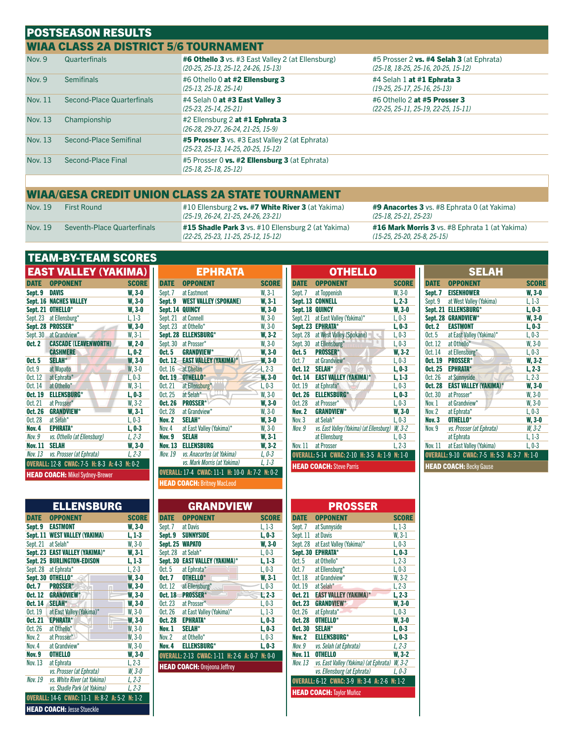# POSTSEASON RESULTS

## WIAA CLASS 2A DISTRICT 5/6 TOURNAMENT

| | | | |
|---|---|---|---|
| Nov. 9 | Quarterfinals | **#6 Othello 3** vs. #3 East Valley 2 (at Ellensburg) *(20-25, 25-13, 25-12, 24-26, 15-13)* | #5 Prosser 2 **vs. #4 Selah 3** (at Ephrata) *(25-18, 18-25, 25-16, 20-25, 15-12)* |
| Nov. 9 | Semifinals | #6 Othello 0 **at #2 Ellensburg 3** *(25-13, 25-18, 25-14)* | #4 Selah 1 **at #1 Ephrata 3** *(19-25, 25-17, 25-16, 25-13)* |
| Nov. 11 | Second-Place Quarterfinals | #4 Selah 0 **at #3 East Valley 3** *(25-23, 25-14, 25-21)* | #6 Othello 2 **at #5 Prosser 3** *(22-25, 25-11, 25-19, 22-25, 15-11)* |
| Nov. 13 | Championship | #2 Ellensburg 2 **at #1 Ephrata 3** *(26-28, 29-27, 26-24, 21-25, 15-9)* | |
| Nov. 13 | Second-Place Semifinal | **#5 Prosser 3** vs. #3 East Valley 2 (at Ephrata) *(25-23, 25-13, 14-25, 20-25, 15-12)* | |
| Nov. 13 | Second-Place Final | #5 Prosser 0 **vs. #2 Ellensburg 3** (at Ephrata) *(25-18, 25-18, 25-12)* | |

## WIAA/GESA CREDIT UNION CLASS 2A STATE TOURNAMENT

| | | | |
|---|---|---|---|
| Nov. 19 | First Round | #10 Ellensburg 2 **vs. #7 White River 3** (at Yakima) *(25-19, 26-24, 21-25, 24-26, 23-21)* | **#9 Anacortes 3** vs. #8 Ephrata 0 (at Yakima) *(25-18, 25-21, 25-23)* |
| Nov. 19 | Seventh-Place Quarterfinals | **#15 Shadle Park 3** vs. #10 Ellensburg 2 (at Yakima) *(22-25, 25-23, 11-25, 25-12, 15-12)* | **#16 Mark Morris 3** vs. #8 Ephrata 1 (at Yakima) *(15-25, 25-20, 25-8, 25-15)* |

# TEAM-BY-TEAM SCORES

## EAST VALLEY (YAKIMA)

| DATE | OPPONENT | SCORE |
|---|---|---|
| **Sept. 9** | **DAVIS** | **W, 3-0** |
| **Sept. 16** | **NACHES VALLEY** | **W, 3-0** |
| **Sept. 21** | **OTHELLO*** | **W, 3-0** |
| Sept. 23 | at Ellensburg* | L, 1-3 |
| **Sept. 28** | **PROSSER*** | **W, 3-0** |
| Sept. 30 | at Grandview* | W, 3-1 |
| **Oct. 2** | **CASCADE (LEAVENWORTH)** | **W, 2-0** |
| | **CASHMERE** | **L, 0-2** |
| **Oct. 5** | **SELAH*** | **W, 3-0** |
| Oct. 9 | at Wapato | W, 3-0 |
| Oct. 12 | at Ephrata* | L, 0-3 |
| Oct. 14 | at Othello* | W, 3-1 |
| **Oct. 19** | **ELLENSBURG*** | **L, 0-3** |
| Oct. 21 | at Prosser* | W, 3-2 |
| **Oct. 26** | **GRANDVIEW*** | **W, 3-1** |
| Oct. 28 | at Selah* | L, 0-3 |
| **Nov. 4** | **EPHRATA*** | **L, 0-3** |
| *Nov. 9* | *vs. Othello (at Ellensburg)* | *L, 2-3* |
| **Nov. 11** | **SELAH** | **W, 3-0** |
| *Nov. 13* | *vs. Prosser (at Ephrata)* | *L, 2-3* |

**OVERALL:** 12-8 **CWAC:** 7-5 **H:** 8-3 **A:** 4-3 **N:** 0-2

**HEAD COACH:** Mikel Sydney-Brewer

## EPHRATA

| DATE | OPPONENT | SCORE |
|---|---|---|
| Sept. 7 | at Eastmont | W, 3-1 |
| **Sept. 9** | **WEST VALLEY (SPOKANE)** | **W, 3-1** |
| **Sept. 14** | **QUINCY** | **W, 3-0** |
| Sept. 21 | at Connell | W, 3-0 |
| Sept. 23 | at Othello* | W, 3-0 |
| **Sept. 28** | **ELLENSBURG*** | **W, 3-2** |
| Sept. 30 | at Prosser* | W, 3-0 |
| **Oct. 5** | **GRANDVIEW*** | **W, 3-0** |
| **Oct. 12** | **EAST VALLEY (YAKIMA)*** | **W, 3-0** |
| Oct. 16 | at Chelan | L, 2-3 |
| **Oct. 19** | **OTHELLO*** | **W, 3-0** |
| Oct. 21 | at Ellensburg* | L, 0-3 |
| Oct. 25 | at Selah* | W, 3-0 |
| **Oct. 26** | **PROSSER*** | **W, 3-0** |
| Oct. 28 | at Grandview* | W, 3-0 |
| **Nov. 2** | **SELAH*** | **W, 3-0** |
| Nov. 4 | at East Valley (Yakima)* | W, 3-0 |
| **Nov. 9** | **SELAH** | **W, 3-1** |
| **Nov. 13** | **ELLENSBURG** | **W, 3-2** |
| *Nov. 19* | *vs. Anacortes (at Yakima)* | *L, 0-3* |
| | *vs. Mark Morris (at Yakima)* | *L, 1-3* |

**OVERALL:** 17-4 **CWAC:** 11-1 **H:** 10-0 **A:** 7-2 **N:** 0-2

**HEAD COACH:** Britney MacLeod

## OTHELLO

| DATE | OPPONENT | SCORE |
|---|---|---|
| Sept. 7 | at Toppenish | W, 3-0 |
| **Sept. 13** | **CONNELL** | **L, 2-3** |
| **Sept. 18** | **QUINCY** | **W, 3-0** |
| Sept. 21 | at East Valley (Yakima)* | L, 0-3 |
| **Sept. 23** | **EPHRATA*** | **L, 0-3** |
| Sept. 28 | at West Valley (Spokane) | L, 0-3 |
| Sept. 30 | at Ellensburg* | L, 0-3 |
| **Oct. 5** | **PROSSER*** | **W, 3-2** |
| Oct. 7 | at Grandview* | L, 0-3 |
| **Oct. 12** | **SELAH*** | **L, 0-3** |
| **Oct. 14** | **EAST VALLEY (YAKIMA)*** | **L, 1-3** |
| Oct. 19 | at Ephrata* | L, 0-3 |
| **Oct. 26** | **ELLENSBURG*** | **L, 0-3** |
| Oct. 28 | at Prosser* | L, 0-3 |
| **Nov. 2** | **GRANDVIEW*** | **W, 3-0** |
| Nov. 3 | at Selah* | L, 0-3 |
| *Nov. 9* | *vs. East Valley (Yakima) (at Ellensburg)* | *W, 3-2* |
| | at Ellensburg | L, 0-3 |
| Nov. 11 | at Prosser | L, 2-3 |

**OVERALL:** 5-14 **CWAC:** 2-10 **H:** 3-5 **A:** 1-9 **N:** 1-0

**HEAD COACH:** Steve Parris

## SELAH

| DATE | OPPONENT | SCORE |
|---|---|---|
| **Sept. 7** | **EISENHOWER** | **W, 3-0** |
| Sept. 9 | at West Valley (Yakima) | L, 1-3 |
| **Sept. 21** | **ELLENSBURG*** | **L, 0-3** |
| **Sept. 28** | **GRANDVIEW*** | **W, 3-0** |
| **Oct. 2** | **EASTMONT** | **L, 0-3** |
| Oct. 5 | at East Valley (Yakima)* | L, 0-3 |
| Oct. 12 | at Othello* | W, 3-0 |
| Oct. 14 | at Ellensburg* | L, 0-3 |
| **Oct. 19** | **PROSSER*** | **W, 3-2** |
| **Oct. 25** | **EPHRATA*** | **L, 2-3** |
| Oct. 26 | at Sunnyside | L, 2-3 |
| **Oct. 28** | **EAST VALLEY (YAKIMA)*** | **W, 3-0** |
| Oct. 30 | at Prosser* | W, 3-0 |
| Nov. 1 | at Grandview* | W, 3-0 |
| Nov. 2 | at Ephrata* | L, 0-3 |
| **Nov. 3** | **OTHELLO*** | **W, 3-0** |
| *Nov. 9* | *vs. Prosser (at Ephrata)* | *W, 3-2* |
| | at Ephrata | L, 1-3 |
| Nov. 11 | at East Valley (Yakima) | L, 0-3 |

**OVERALL:** 9-10 **CWAC:** 7-5 **H:** 5-3 **A:** 3-7 **N:** 1-0

**HEAD COACH:** Becky Gause

## ELLENSBURG

| DATE | OPPONENT | SCORE |
|---|---|---|
| **Sept. 9** | **EASTMONT** | **W, 3-0** |
| **Sept. 11** | **WEST VALLEY (YAKIMA)** | **L, 1-3** |
| Sept. 21 | at Selah* | W, 3-0 |
| **Sept. 23** | **EAST VALLEY (YAKIMA)*** | **W, 3-1** |
| **Sept. 25** | **BURLINGTON-EDISON** | **L, 1-3** |
| Sept. 28 | at Ephrata* | L, 2-3 |
| **Sept. 30** | **OTHELLO*** | **W, 3-0** |
| **Oct. 7** | **PROSSER*** | **W, 3-0** |
| **Oct. 12** | **GRANDVIEW*** | **W, 3-0** |
| **Oct. 14** | **SELAH*** | **W, 3-0** |
| Oct. 19 | at East Valley (Yakima)* | W, 3-0 |
| **Oct. 21** | **EPHRATA*** | **W, 3-0** |
| Oct. 26 | at Othello* | W, 3-0 |
| Nov. 2 | at Prosser* | W, 3-0 |
| Nov. 4 | at Grandview* | W, 3-0 |
| **Nov. 9** | **OTHELLO** | **W, 3-0** |
| Nov. 13 | at Ephrata | L, 2-3 |
| | *vs. Prosser (at Ephrata)* | *W, 3-0* |
| *Nov. 19* | *vs. White River (at Yakima)* | *L, 2-3* |
| | *vs. Shadle Park (at Yakima)* | *L, 2-3* |

**OVERALL:** 14-6 **CWAC:** 11-1 **H:** 8-2 **A:** 5-2 **N:** 1-2

**HEAD COACH:** Jesse Stueckle

## GRANDVIEW

| DATE | OPPONENT | SCORE |
|---|---|---|
| Sept. 7 | at Davis | L, 1-3 |
| **Sept. 9** | **SUNNYSIDE** | **L, 0-3** |
| **Sept. 25** | **WAPATO** | **W, 3-0** |
| Sept. 28 | at Selah* | L, 0-3 |
| **Sept. 30** | **EAST VALLEY (YAKIMA)*** | **L, 1-3** |
| Oct. 5 | at Ephrata* | L, 0-3 |
| **Oct. 7** | **OTHELLO*** | **W, 3-1** |
| Oct. 12 | at Ellensburg* | L, 0-3 |
| **Oct. 18** | **PROSSER*** | **L, 2-3** |
| Oct. 23 | at Prosser* | L, 0-3 |
| Oct. 26 | at East Valley (Yakima)* | L, 1-3 |
| **Oct. 28** | **EPHRATA*** | **L, 0-3** |
| **Nov. 1** | **SELAH*** | **L, 0-3** |
| Nov. 2 | at Othello* | L, 0-3 |
| **Nov. 4** | **ELLENSBURG*** | **L, 0-3** |

**OVERALL:** 2-13 **CWAC:** 1-11 **H:** 2-6 **A:** 0-7 **N:** 0-0

**HEAD COACH:** Orejeona Jeffrey

## PROSSER

| DATE | OPPONENT | SCORE |
|---|---|---|
| Sept. 7 | at Sunnyside | L, 1-3 |
| Sept. 11 | at Davis | W, 3-1 |
| Sept. 28 | at East Valley (Yakima)* | L, 0-3 |
| **Sept. 30** | **EPHRATA*** | **L, 0-3** |
| Oct. 5 | at Othello* | L, 2-3 |
| Oct. 7 | at Ellensburg* | L, 0-3 |
| Oct. 18 | at Grandview* | W, 3-2 |
| Oct. 19 | at Selah* | L, 2-3 |
| **Oct. 21** | **EAST VALLEY (YAKIMA)*** | **L, 2-3** |
| **Oct. 23** | **GRANDVIEW*** | **W, 3-0** |
| Oct. 26 | at Ephrata* | L, 0-3 |
| **Oct. 28** | **OTHELLO*** | **W, 3-0** |
| **Oct. 30** | **SELAH*** | **L, 0-3** |
| **Nov. 2** | **ELLENSBURG*** | **L, 0-3** |
| *Nov. 9* | *vs. Selah (at Ephrata)* | *L, 2-3* |
| **Nov. 11** | **OTHELLO** | **W, 3-2** |
| *Nov. 13* | *vs. East Valley (Yakima) (at Ephrata)* | *W, 3-2* |
| | *vs. Ellensburg (at Ephrata)* | *L, 0-3* |

**OVERALL:** 6-12 **CWAC:** 3-9 **H:** 3-4 **A:** 2-6 **N:** 1-2

**HEAD COACH:** Taylor Muñoz